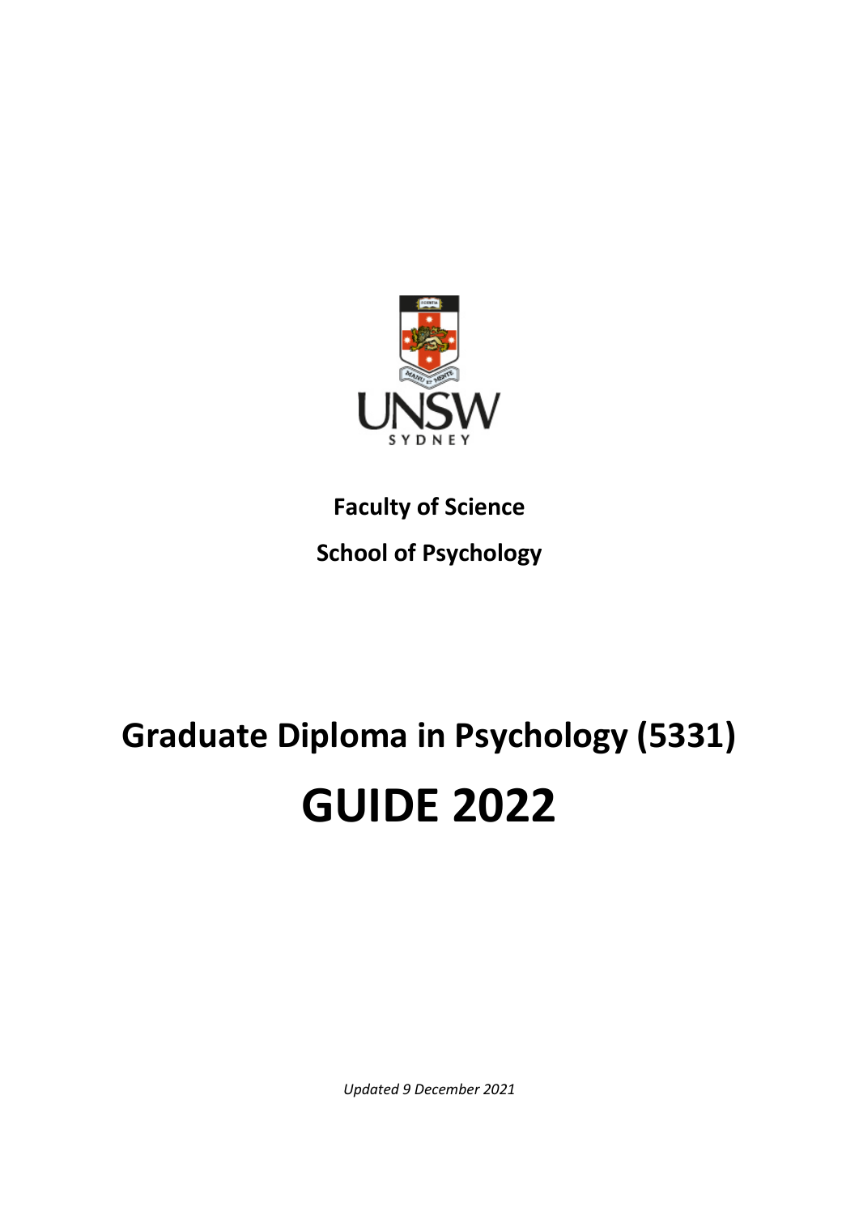**Faculty of Science**

**School of Psychology**

# Graduate Diploma in Psychology (5331)

# GUIDE 2022

*Updated 9 December 2021*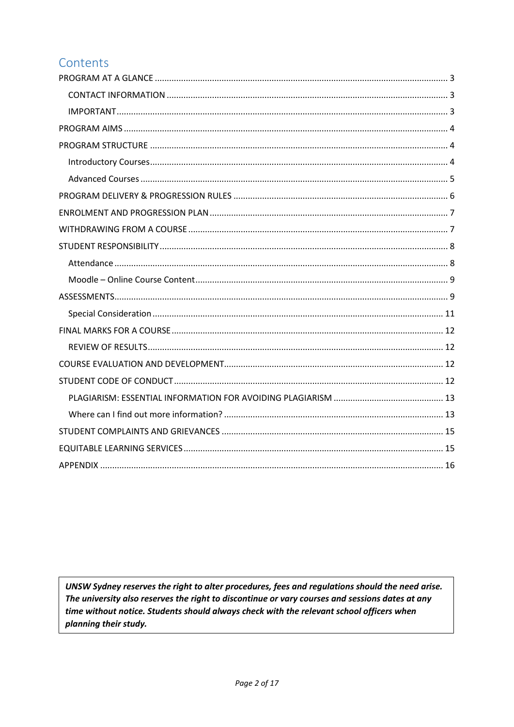## Contents

- PROGRAM AT A GLANCE ..... 3
  - CONTACT INFORMATION ..... 3
  - IMPORTANT ..... 3
- PROGRAM AIMS ..... 4
- PROGRAM STRUCTURE ..... 4
  - Introductory Courses ..... 4
  - Advanced Courses ..... 5
- PROGRAM DELIVERY & PROGRESSION RULES ..... 6
- ENROLMENT AND PROGRESSION PLAN ..... 7
- WITHDRAWING FROM A COURSE ..... 7
- STUDENT RESPONSIBILITY ..... 8
  - Attendance ..... 8
  - Moodle – Online Course Content ..... 9
- ASSESSMENTS ..... 9
  - Special Consideration ..... 11
- FINAL MARKS FOR A COURSE ..... 12
  - REVIEW OF RESULTS ..... 12
- COURSE EVALUATION AND DEVELOPMENT ..... 12
- STUDENT CODE OF CONDUCT ..... 12
  - PLAGIARISM: ESSENTIAL INFORMATION FOR AVOIDING PLAGIARISM ..... 13
  - Where can I find out more information? ..... 13
- STUDENT COMPLAINTS AND GRIEVANCES ..... 15
- EQUITABLE LEARNING SERVICES ..... 15
- APPENDIX ..... 16

***UNSW Sydney reserves the right to alter procedures, fees and regulations should the need arise. The university also reserves the right to discontinue or vary courses and sessions dates at any time without notice. Students should always check with the relevant school officers when planning their study.***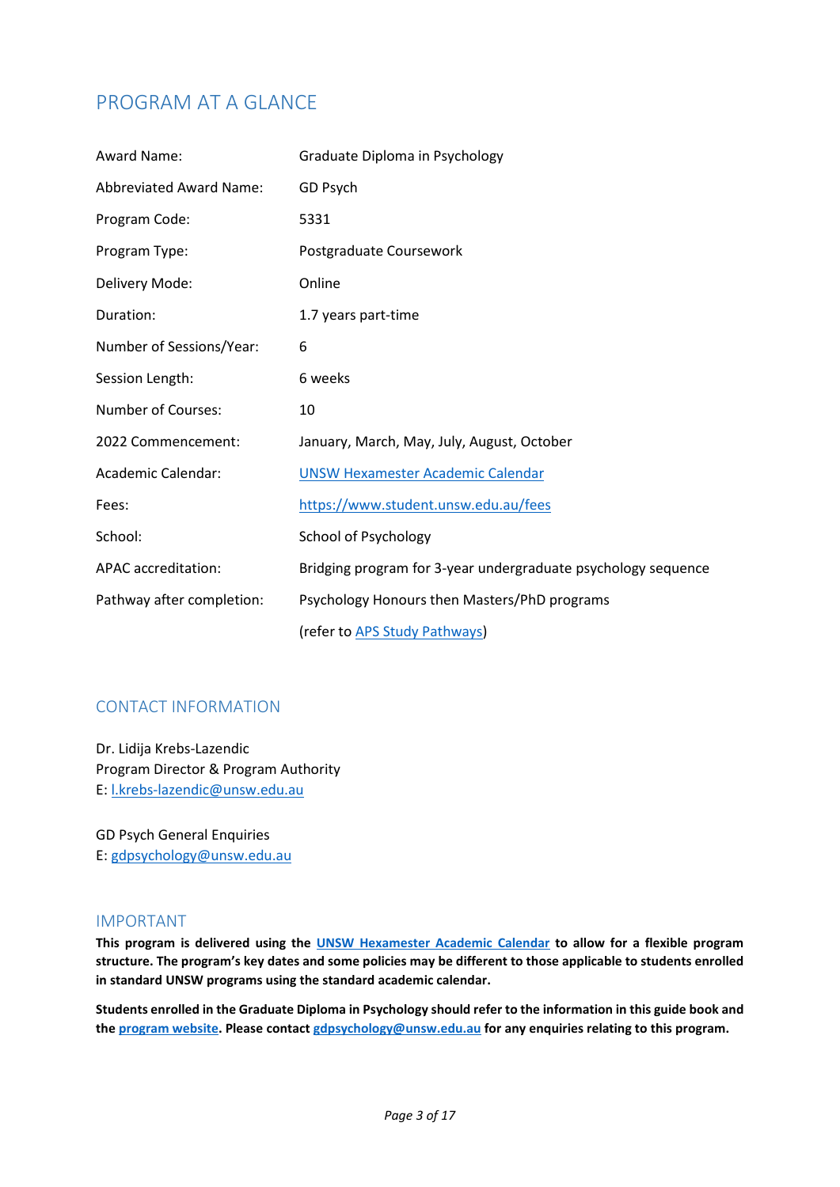## PROGRAM AT A GLANCE

| | |
|---|---|
| Award Name: | Graduate Diploma in Psychology |
| Abbreviated Award Name: | GD Psych |
| Program Code: | 5331 |
| Program Type: | Postgraduate Coursework |
| Delivery Mode: | Online |
| Duration: | 1.7 years part-time |
| Number of Sessions/Year: | 6 |
| Session Length: | 6 weeks |
| Number of Courses: | 10 |
| 2022 Commencement: | January, March, May, July, August, October |
| Academic Calendar: | [UNSW Hexamester Academic Calendar]() |
| Fees: | [https://www.student.unsw.edu.au/fees](https://www.student.unsw.edu.au/fees) |
| School: | School of Psychology |
| APAC accreditation: | Bridging program for 3-year undergraduate psychology sequence |
| Pathway after completion: | Psychology Honours then Masters/PhD programs (refer to [APS Study Pathways]()) |

## CONTACT INFORMATION

Dr. Lidija Krebs-Lazendic
Program Director & Program Authority
E: [l.krebs-lazendic@unsw.edu.au](mailto:l.krebs-lazendic@unsw.edu.au)

GD Psych General Enquiries
E: [gdpsychology@unsw.edu.au](mailto:gdpsychology@unsw.edu.au)

## IMPORTANT

**This program is delivered using the [UNSW Hexamester Academic Calendar]() to allow for a flexible program structure. The program's key dates and some policies may be different to those applicable to students enrolled in standard UNSW programs using the standard academic calendar.**

**Students enrolled in the Graduate Diploma in Psychology should refer to the information in this guide book and the [program website](). Please contact [gdpsychology@unsw.edu.au](mailto:gdpsychology@unsw.edu.au) for any enquiries relating to this program.**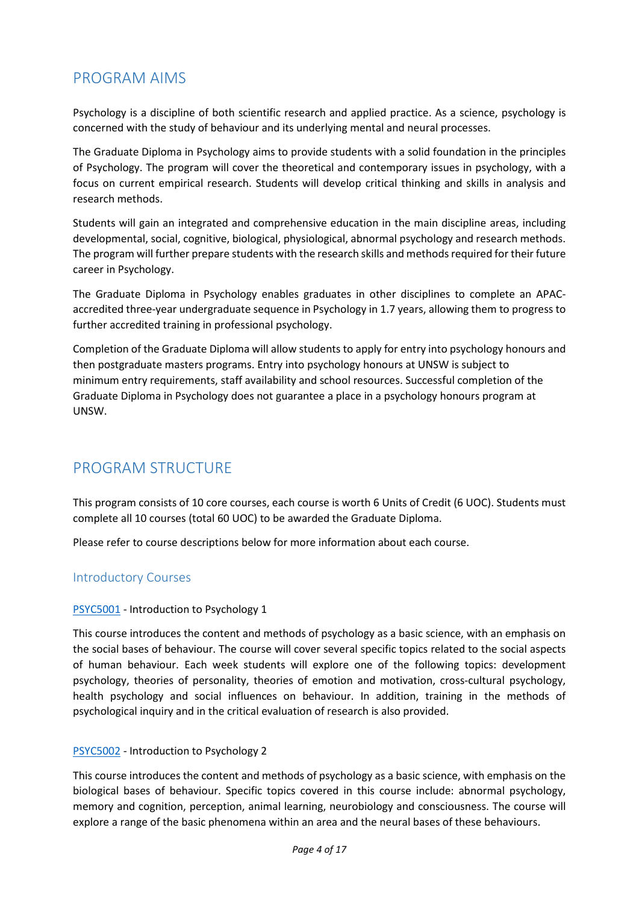# PROGRAM AIMS

Psychology is a discipline of both scientific research and applied practice. As a science, psychology is concerned with the study of behaviour and its underlying mental and neural processes.

The Graduate Diploma in Psychology aims to provide students with a solid foundation in the principles of Psychology. The program will cover the theoretical and contemporary issues in psychology, with a focus on current empirical research. Students will develop critical thinking and skills in analysis and research methods.

Students will gain an integrated and comprehensive education in the main discipline areas, including developmental, social, cognitive, biological, physiological, abnormal psychology and research methods. The program will further prepare students with the research skills and methods required for their future career in Psychology.

The Graduate Diploma in Psychology enables graduates in other disciplines to complete an APAC-accredited three-year undergraduate sequence in Psychology in 1.7 years, allowing them to progress to further accredited training in professional psychology.

Completion of the Graduate Diploma will allow students to apply for entry into psychology honours and then postgraduate masters programs. Entry into psychology honours at UNSW is subject to minimum entry requirements, staff availability and school resources. Successful completion of the Graduate Diploma in Psychology does not guarantee a place in a psychology honours program at UNSW.

# PROGRAM STRUCTURE

This program consists of 10 core courses, each course is worth 6 Units of Credit (6 UOC). Students must complete all 10 courses (total 60 UOC) to be awarded the Graduate Diploma.

Please refer to course descriptions below for more information about each course.

## Introductory Courses

PSYC5001 - Introduction to Psychology 1

This course introduces the content and methods of psychology as a basic science, with an emphasis on the social bases of behaviour. The course will cover several specific topics related to the social aspects of human behaviour. Each week students will explore one of the following topics: development psychology, theories of personality, theories of emotion and motivation, cross-cultural psychology, health psychology and social influences on behaviour. In addition, training in the methods of psychological inquiry and in the critical evaluation of research is also provided.

PSYC5002 - Introduction to Psychology 2

This course introduces the content and methods of psychology as a basic science, with emphasis on the biological bases of behaviour. Specific topics covered in this course include: abnormal psychology, memory and cognition, perception, animal learning, neurobiology and consciousness. The course will explore a range of the basic phenomena within an area and the neural bases of these behaviours.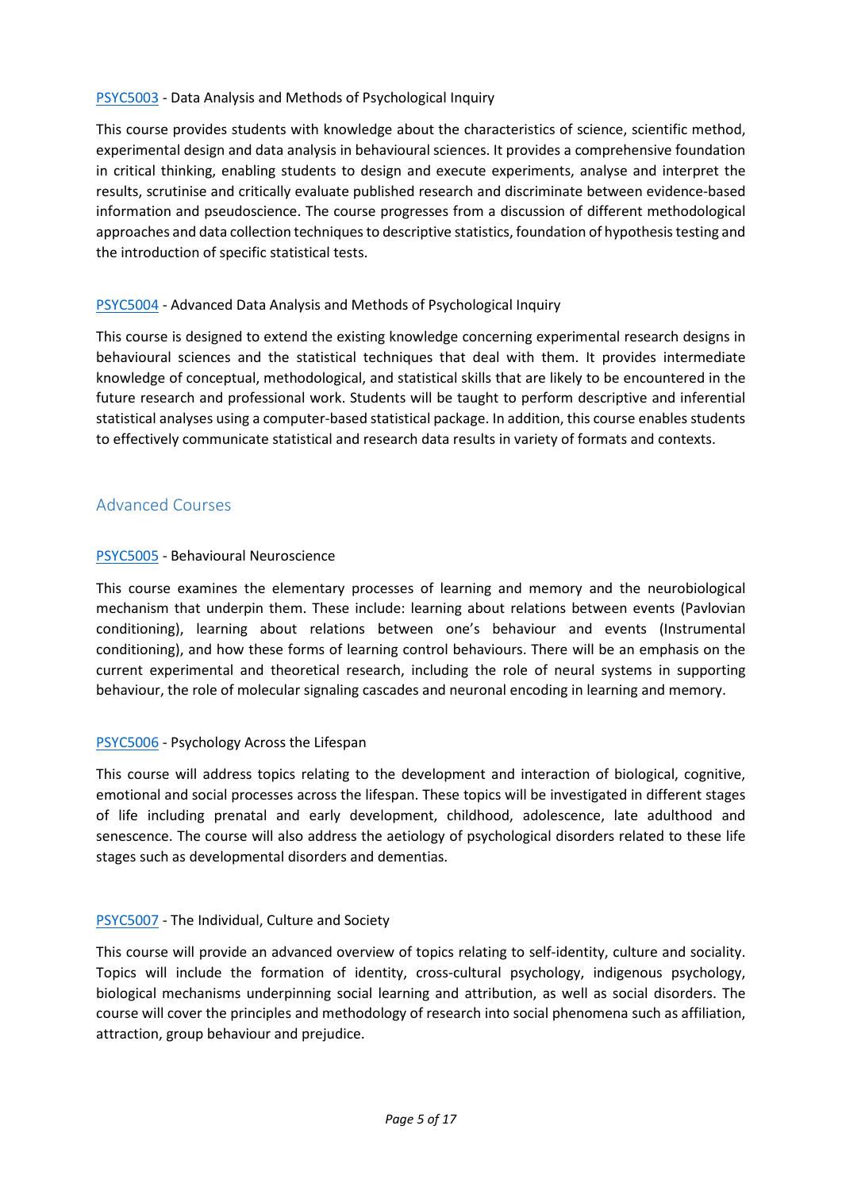[PSYC5003](PSYC5003) - Data Analysis and Methods of Psychological Inquiry

This course provides students with knowledge about the characteristics of science, scientific method, experimental design and data analysis in behavioural sciences. It provides a comprehensive foundation in critical thinking, enabling students to design and execute experiments, analyse and interpret the results, scrutinise and critically evaluate published research and discriminate between evidence-based information and pseudoscience. The course progresses from a discussion of different methodological approaches and data collection techniques to descriptive statistics, foundation of hypothesis testing and the introduction of specific statistical tests.

[PSYC5004](PSYC5004) - Advanced Data Analysis and Methods of Psychological Inquiry

This course is designed to extend the existing knowledge concerning experimental research designs in behavioural sciences and the statistical techniques that deal with them. It provides intermediate knowledge of conceptual, methodological, and statistical skills that are likely to be encountered in the future research and professional work. Students will be taught to perform descriptive and inferential statistical analyses using a computer-based statistical package. In addition, this course enables students to effectively communicate statistical and research data results in variety of formats and contexts.

## Advanced Courses

[PSYC5005](PSYC5005) - Behavioural Neuroscience

This course examines the elementary processes of learning and memory and the neurobiological mechanism that underpin them. These include: learning about relations between events (Pavlovian conditioning), learning about relations between one's behaviour and events (Instrumental conditioning), and how these forms of learning control behaviours. There will be an emphasis on the current experimental and theoretical research, including the role of neural systems in supporting behaviour, the role of molecular signaling cascades and neuronal encoding in learning and memory.

[PSYC5006](PSYC5006) - Psychology Across the Lifespan

This course will address topics relating to the development and interaction of biological, cognitive, emotional and social processes across the lifespan. These topics will be investigated in different stages of life including prenatal and early development, childhood, adolescence, late adulthood and senescence. The course will also address the aetiology of psychological disorders related to these life stages such as developmental disorders and dementias.

[PSYC5007](PSYC5007) - The Individual, Culture and Society

This course will provide an advanced overview of topics relating to self-identity, culture and sociality. Topics will include the formation of identity, cross-cultural psychology, indigenous psychology, biological mechanisms underpinning social learning and attribution, as well as social disorders. The course will cover the principles and methodology of research into social phenomena such as affiliation, attraction, group behaviour and prejudice.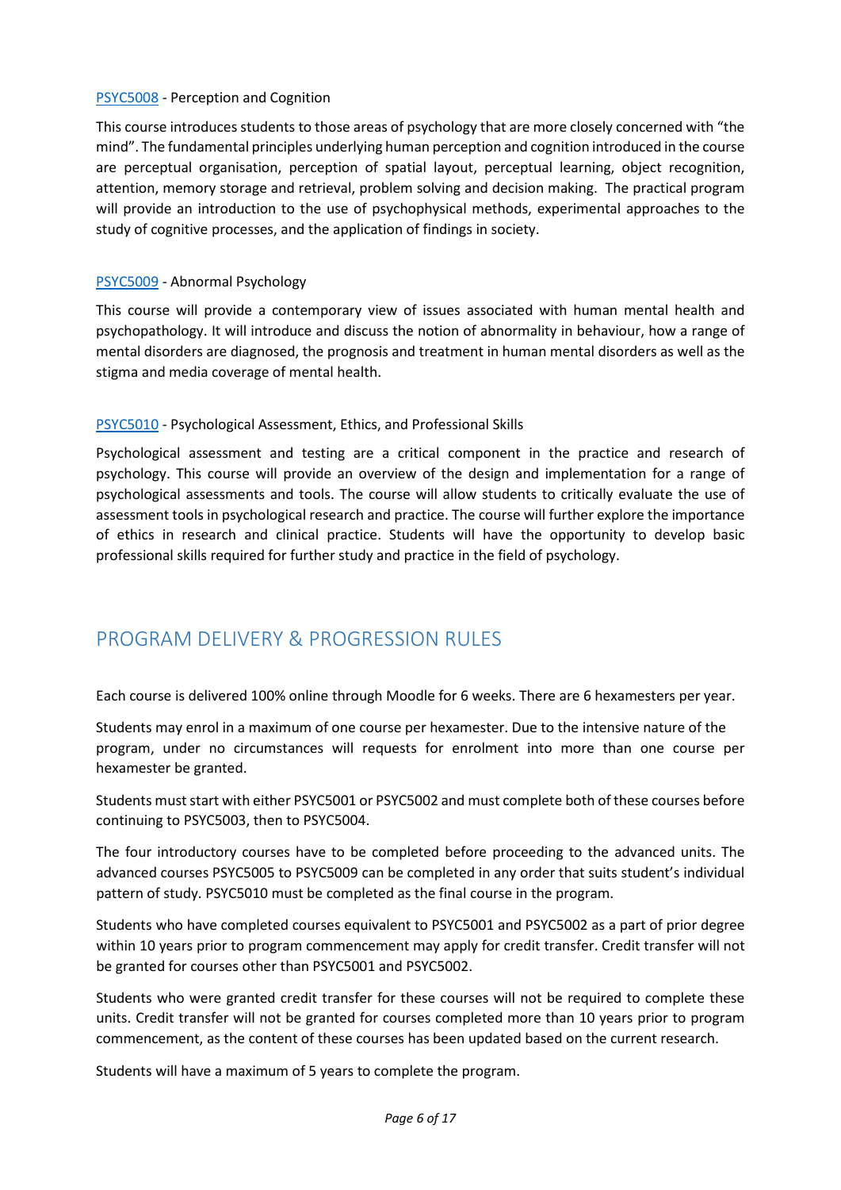PSYC5008 - Perception and Cognition

This course introduces students to those areas of psychology that are more closely concerned with "the mind". The fundamental principles underlying human perception and cognition introduced in the course are perceptual organisation, perception of spatial layout, perceptual learning, object recognition, attention, memory storage and retrieval, problem solving and decision making. The practical program will provide an introduction to the use of psychophysical methods, experimental approaches to the study of cognitive processes, and the application of findings in society.

PSYC5009 - Abnormal Psychology

This course will provide a contemporary view of issues associated with human mental health and psychopathology. It will introduce and discuss the notion of abnormality in behaviour, how a range of mental disorders are diagnosed, the prognosis and treatment in human mental disorders as well as the stigma and media coverage of mental health.

PSYC5010 - Psychological Assessment, Ethics, and Professional Skills

Psychological assessment and testing are a critical component in the practice and research of psychology. This course will provide an overview of the design and implementation for a range of psychological assessments and tools. The course will allow students to critically evaluate the use of assessment tools in psychological research and practice. The course will further explore the importance of ethics in research and clinical practice. Students will have the opportunity to develop basic professional skills required for further study and practice in the field of psychology.

## PROGRAM DELIVERY & PROGRESSION RULES

Each course is delivered 100% online through Moodle for 6 weeks. There are 6 hexamesters per year.

Students may enrol in a maximum of one course per hexamester. Due to the intensive nature of the program, under no circumstances will requests for enrolment into more than one course per hexamester be granted.

Students must start with either PSYC5001 or PSYC5002 and must complete both of these courses before continuing to PSYC5003, then to PSYC5004.

The four introductory courses have to be completed before proceeding to the advanced units. The advanced courses PSYC5005 to PSYC5009 can be completed in any order that suits student's individual pattern of study. PSYC5010 must be completed as the final course in the program.

Students who have completed courses equivalent to PSYC5001 and PSYC5002 as a part of prior degree within 10 years prior to program commencement may apply for credit transfer. Credit transfer will not be granted for courses other than PSYC5001 and PSYC5002.

Students who were granted credit transfer for these courses will not be required to complete these units. Credit transfer will not be granted for courses completed more than 10 years prior to program commencement, as the content of these courses has been updated based on the current research.

Students will have a maximum of 5 years to complete the program.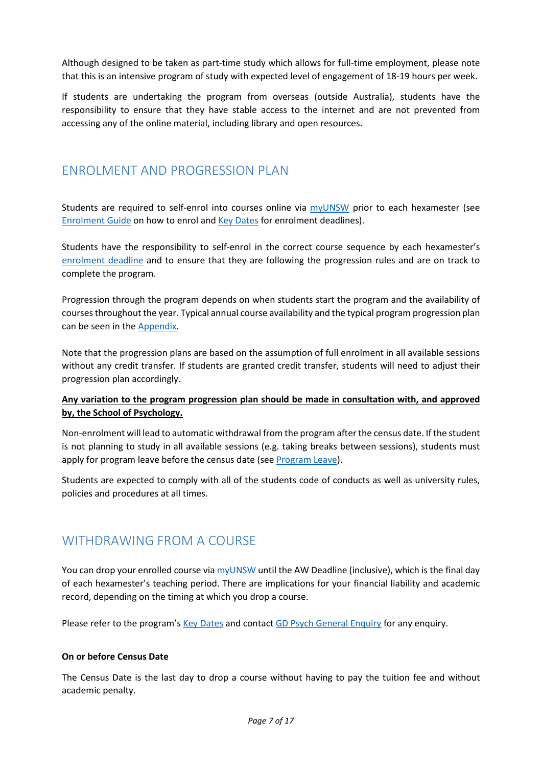Although designed to be taken as part-time study which allows for full-time employment, please note that this is an intensive program of study with expected level of engagement of 18-19 hours per week.

If students are undertaking the program from overseas (outside Australia), students have the responsibility to ensure that they have stable access to the internet and are not prevented from accessing any of the online material, including library and open resources.

## ENROLMENT AND PROGRESSION PLAN

Students are required to self-enrol into courses online via myUNSW prior to each hexamester (see Enrolment Guide on how to enrol and Key Dates for enrolment deadlines).

Students have the responsibility to self-enrol in the correct course sequence by each hexamester's enrolment deadline and to ensure that they are following the progression rules and are on track to complete the program.

Progression through the program depends on when students start the program and the availability of courses throughout the year. Typical annual course availability and the typical program progression plan can be seen in the Appendix.

Note that the progression plans are based on the assumption of full enrolment in all available sessions without any credit transfer. If students are granted credit transfer, students will need to adjust their progression plan accordingly.

**Any variation to the program progression plan should be made in consultation with, and approved by, the School of Psychology.**

Non-enrolment will lead to automatic withdrawal from the program after the census date. If the student is not planning to study in all available sessions (e.g. taking breaks between sessions), students must apply for program leave before the census date (see Program Leave).

Students are expected to comply with all of the students code of conducts as well as university rules, policies and procedures at all times.

## WITHDRAWING FROM A COURSE

You can drop your enrolled course via myUNSW until the AW Deadline (inclusive), which is the final day of each hexamester's teaching period. There are implications for your financial liability and academic record, depending on the timing at which you drop a course.

Please refer to the program's Key Dates and contact GD Psych General Enquiry for any enquiry.

**On or before Census Date**

The Census Date is the last day to drop a course without having to pay the tuition fee and without academic penalty.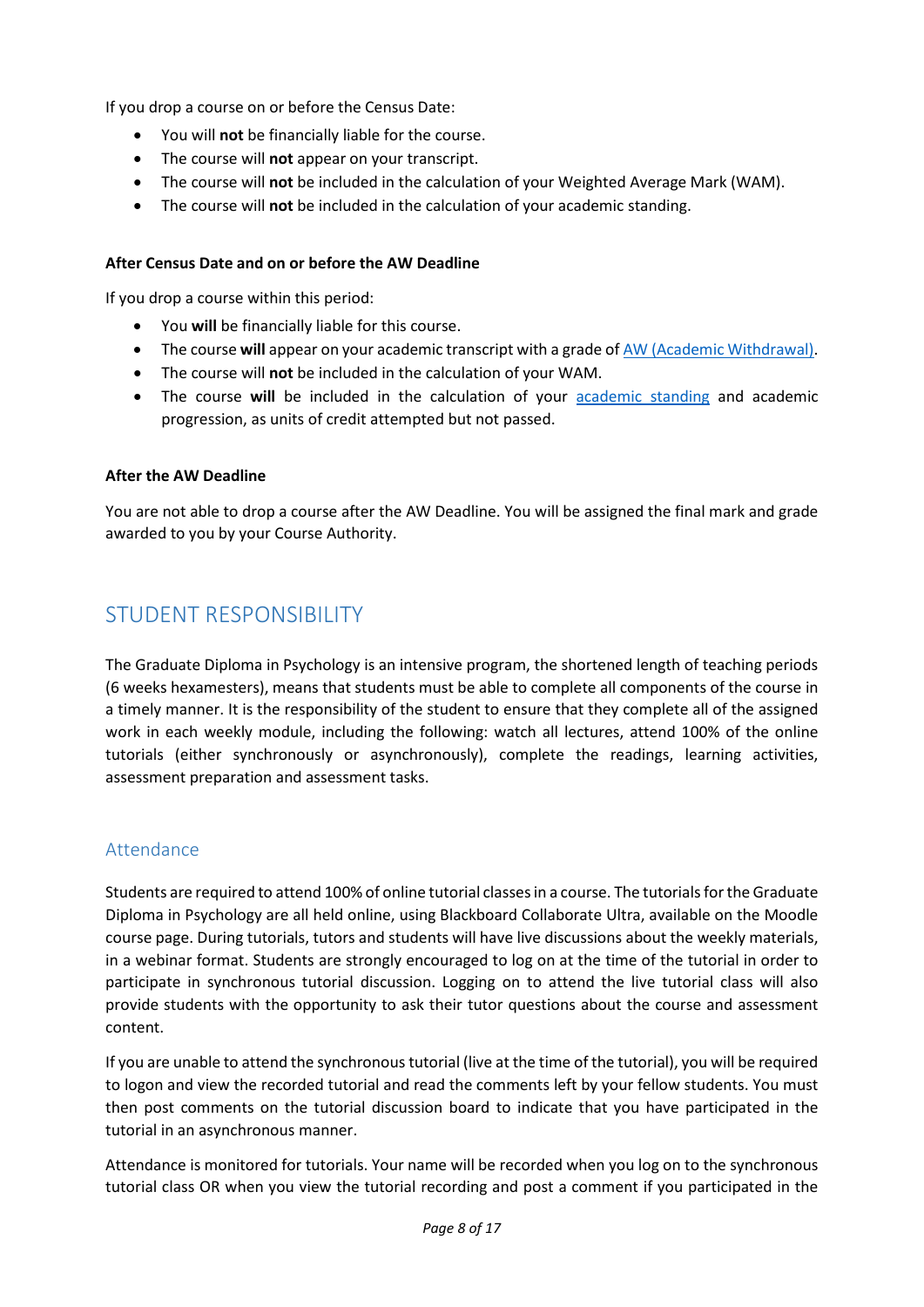If you drop a course on or before the Census Date:

- You will **not** be financially liable for the course.
- The course will **not** appear on your transcript.
- The course will **not** be included in the calculation of your Weighted Average Mark (WAM).
- The course will **not** be included in the calculation of your academic standing.

**After Census Date and on or before the AW Deadline**

If you drop a course within this period:

- You **will** be financially liable for this course.
- The course **will** appear on your academic transcript with a grade of AW (Academic Withdrawal).
- The course will **not** be included in the calculation of your WAM.
- The course **will** be included in the calculation of your academic standing and academic progression, as units of credit attempted but not passed.

**After the AW Deadline**

You are not able to drop a course after the AW Deadline. You will be assigned the final mark and grade awarded to you by your Course Authority.

## STUDENT RESPONSIBILITY

The Graduate Diploma in Psychology is an intensive program, the shortened length of teaching periods (6 weeks hexamesters), means that students must be able to complete all components of the course in a timely manner. It is the responsibility of the student to ensure that they complete all of the assigned work in each weekly module, including the following: watch all lectures, attend 100% of the online tutorials (either synchronously or asynchronously), complete the readings, learning activities, assessment preparation and assessment tasks.

### Attendance

Students are required to attend 100% of online tutorial classes in a course. The tutorials for the Graduate Diploma in Psychology are all held online, using Blackboard Collaborate Ultra, available on the Moodle course page. During tutorials, tutors and students will have live discussions about the weekly materials, in a webinar format. Students are strongly encouraged to log on at the time of the tutorial in order to participate in synchronous tutorial discussion. Logging on to attend the live tutorial class will also provide students with the opportunity to ask their tutor questions about the course and assessment content.

If you are unable to attend the synchronous tutorial (live at the time of the tutorial), you will be required to logon and view the recorded tutorial and read the comments left by your fellow students. You must then post comments on the tutorial discussion board to indicate that you have participated in the tutorial in an asynchronous manner.

Attendance is monitored for tutorials. Your name will be recorded when you log on to the synchronous tutorial class OR when you view the tutorial recording and post a comment if you participated in the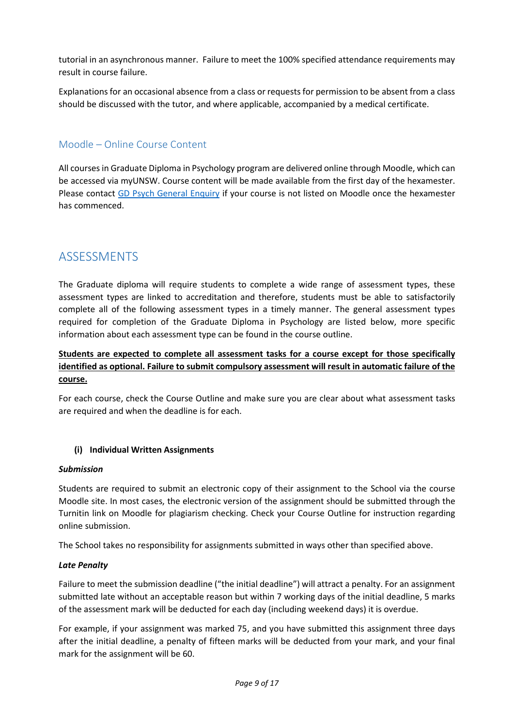tutorial in an asynchronous manner. Failure to meet the 100% specified attendance requirements may result in course failure.

Explanations for an occasional absence from a class or requests for permission to be absent from a class should be discussed with the tutor, and where applicable, accompanied by a medical certificate.

### Moodle – Online Course Content

All courses in Graduate Diploma in Psychology program are delivered online through Moodle, which can be accessed via myUNSW. Course content will be made available from the first day of the hexamester. Please contact [GD Psych General Enquiry]() if your course is not listed on Moodle once the hexamester has commenced.

## ASSESSMENTS

The Graduate diploma will require students to complete a wide range of assessment types, these assessment types are linked to accreditation and therefore, students must be able to satisfactorily complete all of the following assessment types in a timely manner. The general assessment types required for completion of the Graduate Diploma in Psychology are listed below, more specific information about each assessment type can be found in the course outline.

<u>**Students are expected to complete all assessment tasks for a course except for those specifically identified as optional. Failure to submit compulsory assessment will result in automatic failure of the course.**</u>

For each course, check the Course Outline and make sure you are clear about what assessment tasks are required and when the deadline is for each.

**(i) Individual Written Assignments**

***Submission***

Students are required to submit an electronic copy of their assignment to the School via the course Moodle site. In most cases, the electronic version of the assignment should be submitted through the Turnitin link on Moodle for plagiarism checking. Check your Course Outline for instruction regarding online submission.

The School takes no responsibility for assignments submitted in ways other than specified above.

***Late Penalty***

Failure to meet the submission deadline ("the initial deadline") will attract a penalty. For an assignment submitted late without an acceptable reason but within 7 working days of the initial deadline, 5 marks of the assessment mark will be deducted for each day (including weekend days) it is overdue.

For example, if your assignment was marked 75, and you have submitted this assignment three days after the initial deadline, a penalty of fifteen marks will be deducted from your mark, and your final mark for the assignment will be 60.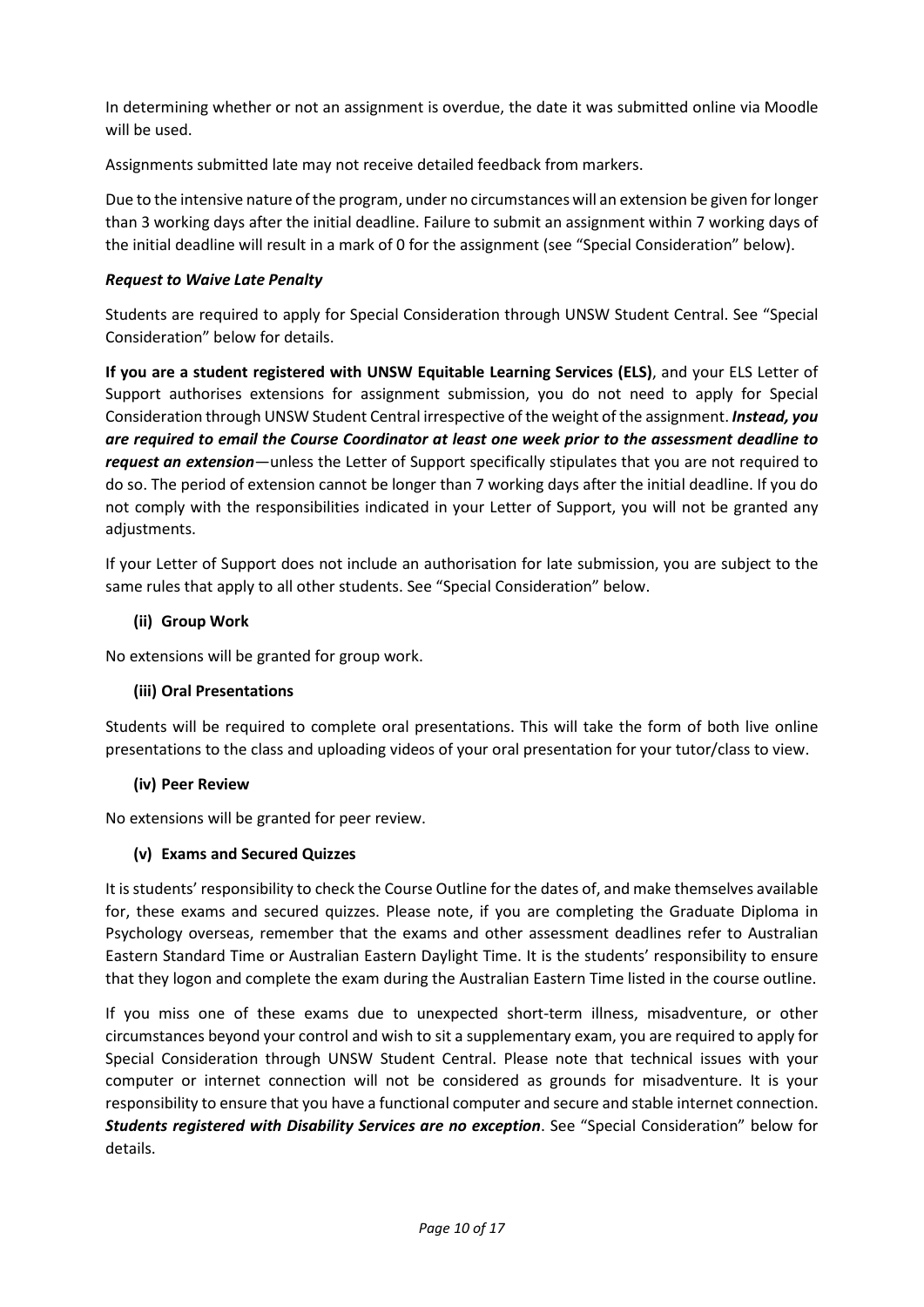In determining whether or not an assignment is overdue, the date it was submitted online via Moodle will be used.

Assignments submitted late may not receive detailed feedback from markers.

Due to the intensive nature of the program, under no circumstances will an extension be given for longer than 3 working days after the initial deadline. Failure to submit an assignment within 7 working days of the initial deadline will result in a mark of 0 for the assignment (see "Special Consideration" below).

***Request to Waive Late Penalty***

Students are required to apply for Special Consideration through UNSW Student Central. See "Special Consideration" below for details.

**If you are a student registered with UNSW Equitable Learning Services (ELS)**, and your ELS Letter of Support authorises extensions for assignment submission, you do not need to apply for Special Consideration through UNSW Student Central irrespective of the weight of the assignment. ***Instead, you are required to email the Course Coordinator at least one week prior to the assessment deadline to request an extension***—unless the Letter of Support specifically stipulates that you are not required to do so. The period of extension cannot be longer than 7 working days after the initial deadline. If you do not comply with the responsibilities indicated in your Letter of Support, you will not be granted any adjustments.

If your Letter of Support does not include an authorisation for late submission, you are subject to the same rules that apply to all other students. See "Special Consideration" below.

**(ii) Group Work**

No extensions will be granted for group work.

**(iii) Oral Presentations**

Students will be required to complete oral presentations. This will take the form of both live online presentations to the class and uploading videos of your oral presentation for your tutor/class to view.

**(iv) Peer Review**

No extensions will be granted for peer review.

**(v) Exams and Secured Quizzes**

It is students' responsibility to check the Course Outline for the dates of, and make themselves available for, these exams and secured quizzes. Please note, if you are completing the Graduate Diploma in Psychology overseas, remember that the exams and other assessment deadlines refer to Australian Eastern Standard Time or Australian Eastern Daylight Time. It is the students' responsibility to ensure that they logon and complete the exam during the Australian Eastern Time listed in the course outline.

If you miss one of these exams due to unexpected short-term illness, misadventure, or other circumstances beyond your control and wish to sit a supplementary exam, you are required to apply for Special Consideration through UNSW Student Central. Please note that technical issues with your computer or internet connection will not be considered as grounds for misadventure. It is your responsibility to ensure that you have a functional computer and secure and stable internet connection. ***Students registered with Disability Services are no exception***. See "Special Consideration" below for details.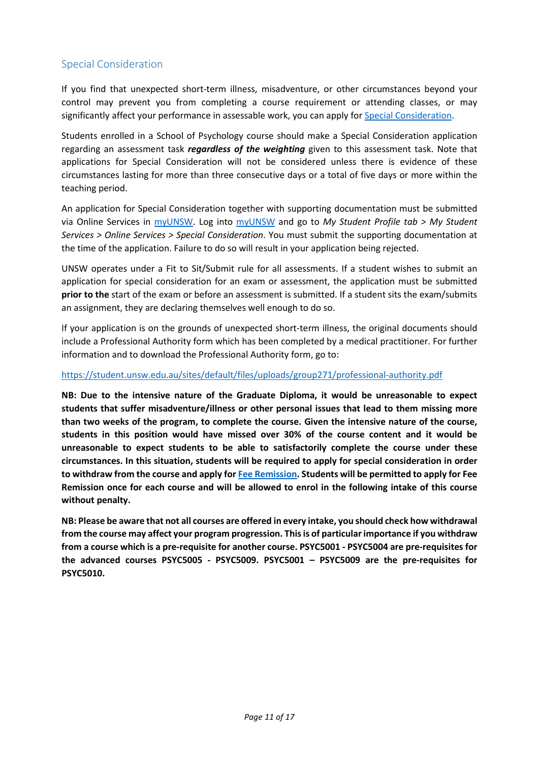## Special Consideration

If you find that unexpected short-term illness, misadventure, or other circumstances beyond your control may prevent you from completing a course requirement or attending classes, or may significantly affect your performance in assessable work, you can apply for Special Consideration.

Students enrolled in a School of Psychology course should make a Special Consideration application regarding an assessment task ***regardless of the weighting*** given to this assessment task. Note that applications for Special Consideration will not be considered unless there is evidence of these circumstances lasting for more than three consecutive days or a total of five days or more within the teaching period.

An application for Special Consideration together with supporting documentation must be submitted via Online Services in myUNSW. Log into myUNSW and go to *My Student Profile tab > My Student Services > Online Services > Special Consideration*. You must submit the supporting documentation at the time of the application. Failure to do so will result in your application being rejected.

UNSW operates under a Fit to Sit/Submit rule for all assessments. If a student wishes to submit an application for special consideration for an exam or assessment, the application must be submitted **prior to the** start of the exam or before an assessment is submitted. If a student sits the exam/submits an assignment, they are declaring themselves well enough to do so.

If your application is on the grounds of unexpected short-term illness, the original documents should include a Professional Authority form which has been completed by a medical practitioner. For further information and to download the Professional Authority form, go to:

https://student.unsw.edu.au/sites/default/files/uploads/group271/professional-authority.pdf

**NB: Due to the intensive nature of the Graduate Diploma, it would be unreasonable to expect students that suffer misadventure/illness or other personal issues that lead to them missing more than two weeks of the program, to complete the course. Given the intensive nature of the course, students in this position would have missed over 30% of the course content and it would be unreasonable to expect students to be able to satisfactorily complete the course under these circumstances. In this situation, students will be required to apply for special consideration in order to withdraw from the course and apply for Fee Remission. Students will be permitted to apply for Fee Remission once for each course and will be allowed to enrol in the following intake of this course without penalty.**

**NB: Please be aware that not all courses are offered in every intake, you should check how withdrawal from the course may affect your program progression. This is of particular importance if you withdraw from a course which is a pre-requisite for another course. PSYC5001 - PSYC5004 are pre-requisites for the advanced courses PSYC5005 - PSYC5009. PSYC5001 – PSYC5009 are the pre-requisites for PSYC5010.**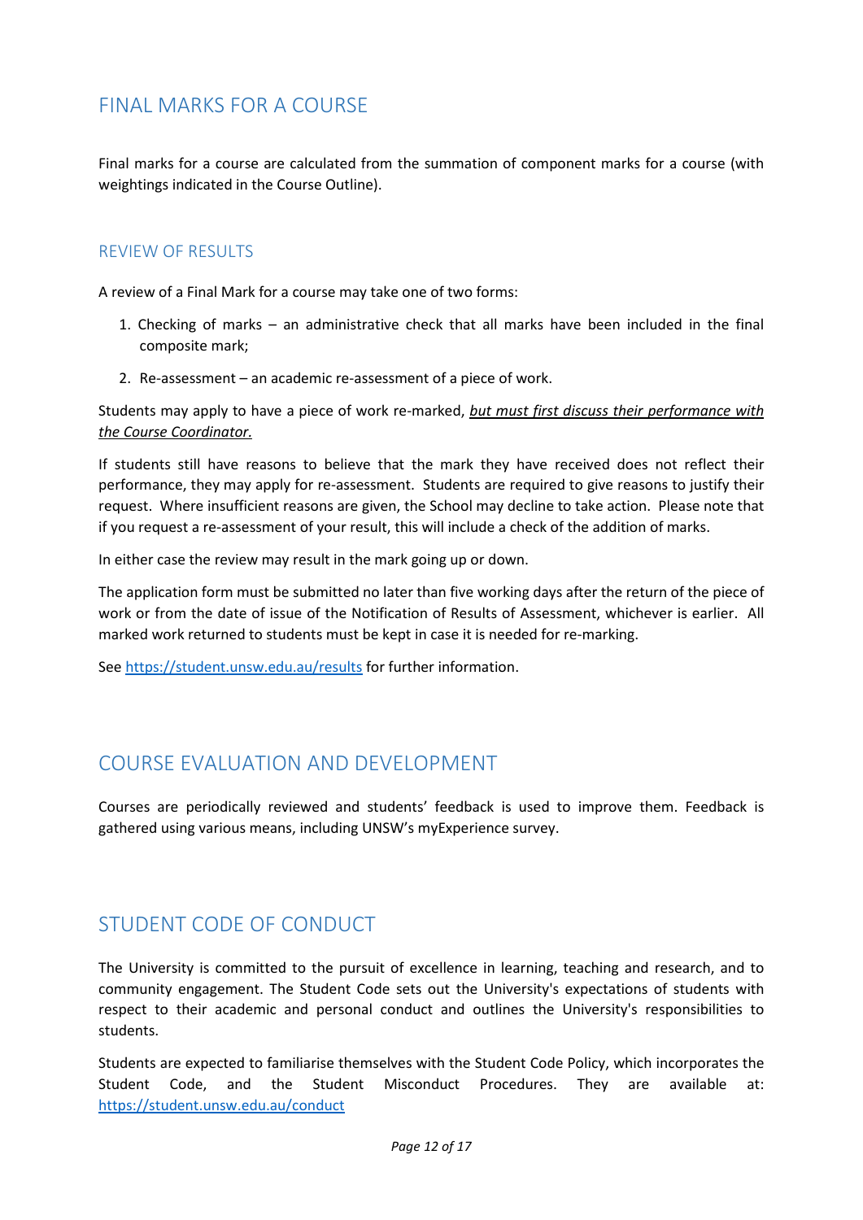# FINAL MARKS FOR A COURSE

Final marks for a course are calculated from the summation of component marks for a course (with weightings indicated in the Course Outline).

## REVIEW OF RESULTS

A review of a Final Mark for a course may take one of two forms:

1. Checking of marks – an administrative check that all marks have been included in the final composite mark;
2. Re-assessment – an academic re-assessment of a piece of work.

Students may apply to have a piece of work re-marked, *but must first discuss their performance with the Course Coordinator.*

If students still have reasons to believe that the mark they have received does not reflect their performance, they may apply for re-assessment. Students are required to give reasons to justify their request. Where insufficient reasons are given, the School may decline to take action. Please note that if you request a re-assessment of your result, this will include a check of the addition of marks.

In either case the review may result in the mark going up or down.

The application form must be submitted no later than five working days after the return of the piece of work or from the date of issue of the Notification of Results of Assessment, whichever is earlier. All marked work returned to students must be kept in case it is needed for re-marking.

See https://student.unsw.edu.au/results for further information.

# COURSE EVALUATION AND DEVELOPMENT

Courses are periodically reviewed and students' feedback is used to improve them. Feedback is gathered using various means, including UNSW's myExperience survey.

# STUDENT CODE OF CONDUCT

The University is committed to the pursuit of excellence in learning, teaching and research, and to community engagement. The Student Code sets out the University's expectations of students with respect to their academic and personal conduct and outlines the University's responsibilities to students.

Students are expected to familiarise themselves with the Student Code Policy, which incorporates the Student Code, and the Student Misconduct Procedures. They are available at: https://student.unsw.edu.au/conduct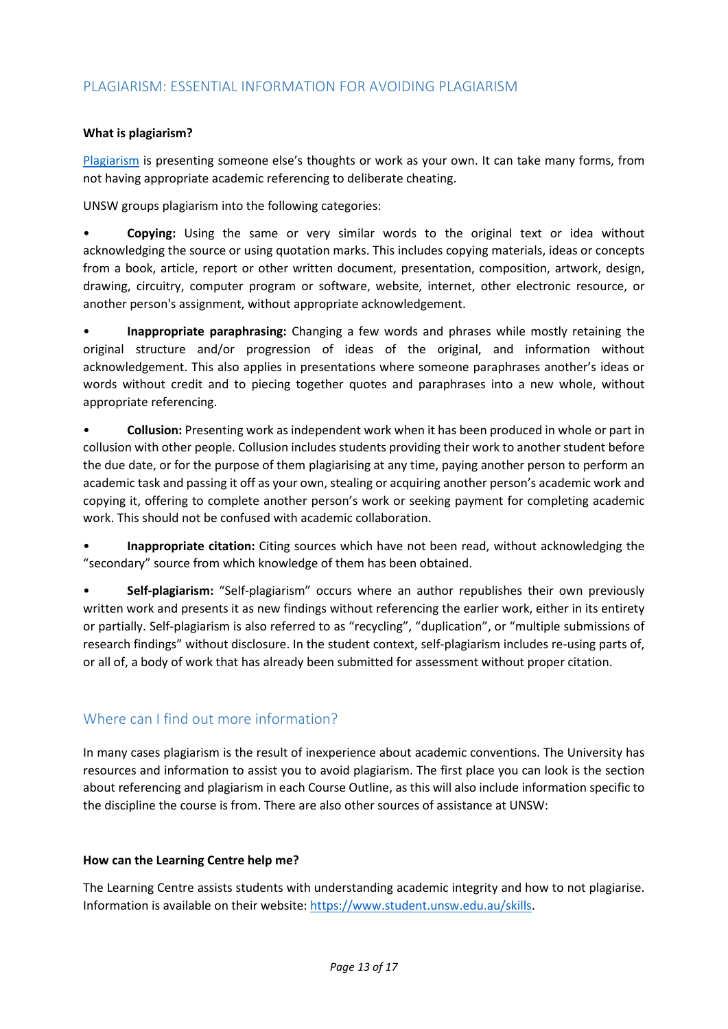## PLAGIARISM: ESSENTIAL INFORMATION FOR AVOIDING PLAGIARISM

**What is plagiarism?**

[Plagiarism](Plagiarism) is presenting someone else's thoughts or work as your own. It can take many forms, from not having appropriate academic referencing to deliberate cheating.

UNSW groups plagiarism into the following categories:

- **Copying:** Using the same or very similar words to the original text or idea without acknowledging the source or using quotation marks. This includes copying materials, ideas or concepts from a book, article, report or other written document, presentation, composition, artwork, design, drawing, circuitry, computer program or software, website, internet, other electronic resource, or another person's assignment, without appropriate acknowledgement.

- **Inappropriate paraphrasing:** Changing a few words and phrases while mostly retaining the original structure and/or progression of ideas of the original, and information without acknowledgement. This also applies in presentations where someone paraphrases another's ideas or words without credit and to piecing together quotes and paraphrases into a new whole, without appropriate referencing.

- **Collusion:** Presenting work as independent work when it has been produced in whole or part in collusion with other people. Collusion includes students providing their work to another student before the due date, or for the purpose of them plagiarising at any time, paying another person to perform an academic task and passing it off as your own, stealing or acquiring another person's academic work and copying it, offering to complete another person's work or seeking payment for completing academic work. This should not be confused with academic collaboration.

- **Inappropriate citation:** Citing sources which have not been read, without acknowledging the "secondary" source from which knowledge of them has been obtained.

- **Self-plagiarism:** "Self-plagiarism" occurs where an author republishes their own previously written work and presents it as new findings without referencing the earlier work, either in its entirety or partially. Self-plagiarism is also referred to as "recycling", "duplication", or "multiple submissions of research findings" without disclosure. In the student context, self-plagiarism includes re-using parts of, or all of, a body of work that has already been submitted for assessment without proper citation.

## Where can I find out more information?

In many cases plagiarism is the result of inexperience about academic conventions. The University has resources and information to assist you to avoid plagiarism. The first place you can look is the section about referencing and plagiarism in each Course Outline, as this will also include information specific to the discipline the course is from. There are also other sources of assistance at UNSW:

**How can the Learning Centre help me?**

The Learning Centre assists students with understanding academic integrity and how to not plagiarise. Information is available on their website: [https://www.student.unsw.edu.au/skills](https://www.student.unsw.edu.au/skills).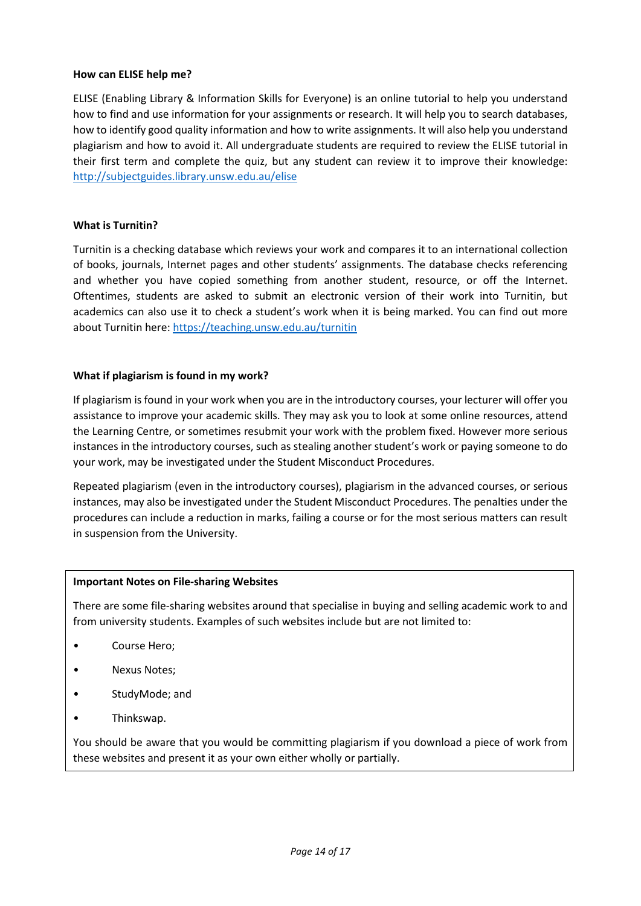**How can ELISE help me?**

ELISE (Enabling Library & Information Skills for Everyone) is an online tutorial to help you understand how to find and use information for your assignments or research. It will help you to search databases, how to identify good quality information and how to write assignments. It will also help you understand plagiarism and how to avoid it. All undergraduate students are required to review the ELISE tutorial in their first term and complete the quiz, but any student can review it to improve their knowledge: http://subjectguides.library.unsw.edu.au/elise

**What is Turnitin?**

Turnitin is a checking database which reviews your work and compares it to an international collection of books, journals, Internet pages and other students' assignments. The database checks referencing and whether you have copied something from another student, resource, or off the Internet. Oftentimes, students are asked to submit an electronic version of their work into Turnitin, but academics can also use it to check a student's work when it is being marked. You can find out more about Turnitin here: https://teaching.unsw.edu.au/turnitin

**What if plagiarism is found in my work?**

If plagiarism is found in your work when you are in the introductory courses, your lecturer will offer you assistance to improve your academic skills. They may ask you to look at some online resources, attend the Learning Centre, or sometimes resubmit your work with the problem fixed. However more serious instances in the introductory courses, such as stealing another student's work or paying someone to do your work, may be investigated under the Student Misconduct Procedures.

Repeated plagiarism (even in the introductory courses), plagiarism in the advanced courses, or serious instances, may also be investigated under the Student Misconduct Procedures. The penalties under the procedures can include a reduction in marks, failing a course or for the most serious matters can result in suspension from the University.

**Important Notes on File-sharing Websites**

There are some file-sharing websites around that specialise in buying and selling academic work to and from university students. Examples of such websites include but are not limited to:

- Course Hero;
- Nexus Notes;
- StudyMode; and
- Thinkswap.

You should be aware that you would be committing plagiarism if you download a piece of work from these websites and present it as your own either wholly or partially.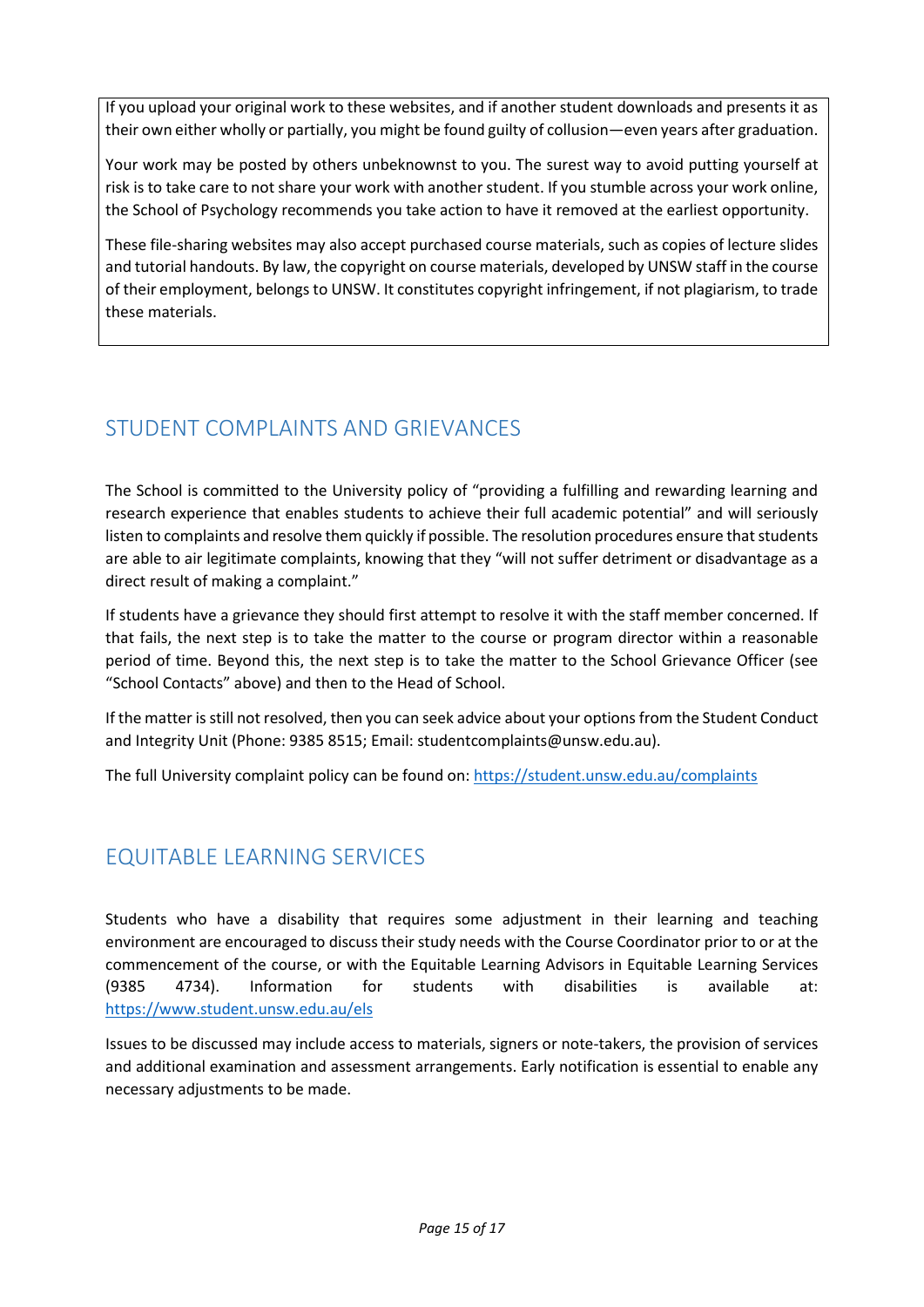If you upload your original work to these websites, and if another student downloads and presents it as their own either wholly or partially, you might be found guilty of collusion—even years after graduation.

Your work may be posted by others unbeknownst to you. The surest way to avoid putting yourself at risk is to take care to not share your work with another student. If you stumble across your work online, the School of Psychology recommends you take action to have it removed at the earliest opportunity.

These file-sharing websites may also accept purchased course materials, such as copies of lecture slides and tutorial handouts. By law, the copyright on course materials, developed by UNSW staff in the course of their employment, belongs to UNSW. It constitutes copyright infringement, if not plagiarism, to trade these materials.

## STUDENT COMPLAINTS AND GRIEVANCES

The School is committed to the University policy of "providing a fulfilling and rewarding learning and research experience that enables students to achieve their full academic potential" and will seriously listen to complaints and resolve them quickly if possible. The resolution procedures ensure that students are able to air legitimate complaints, knowing that they "will not suffer detriment or disadvantage as a direct result of making a complaint."

If students have a grievance they should first attempt to resolve it with the staff member concerned. If that fails, the next step is to take the matter to the course or program director within a reasonable period of time. Beyond this, the next step is to take the matter to the School Grievance Officer (see "School Contacts" above) and then to the Head of School.

If the matter is still not resolved, then you can seek advice about your options from the Student Conduct and Integrity Unit (Phone: 9385 8515; Email: studentcomplaints@unsw.edu.au).

The full University complaint policy can be found on: https://student.unsw.edu.au/complaints

## EQUITABLE LEARNING SERVICES

Students who have a disability that requires some adjustment in their learning and teaching environment are encouraged to discuss their study needs with the Course Coordinator prior to or at the commencement of the course, or with the Equitable Learning Advisors in Equitable Learning Services (9385 4734). Information for students with disabilities is available at: https://www.student.unsw.edu.au/els

Issues to be discussed may include access to materials, signers or note-takers, the provision of services and additional examination and assessment arrangements. Early notification is essential to enable any necessary adjustments to be made.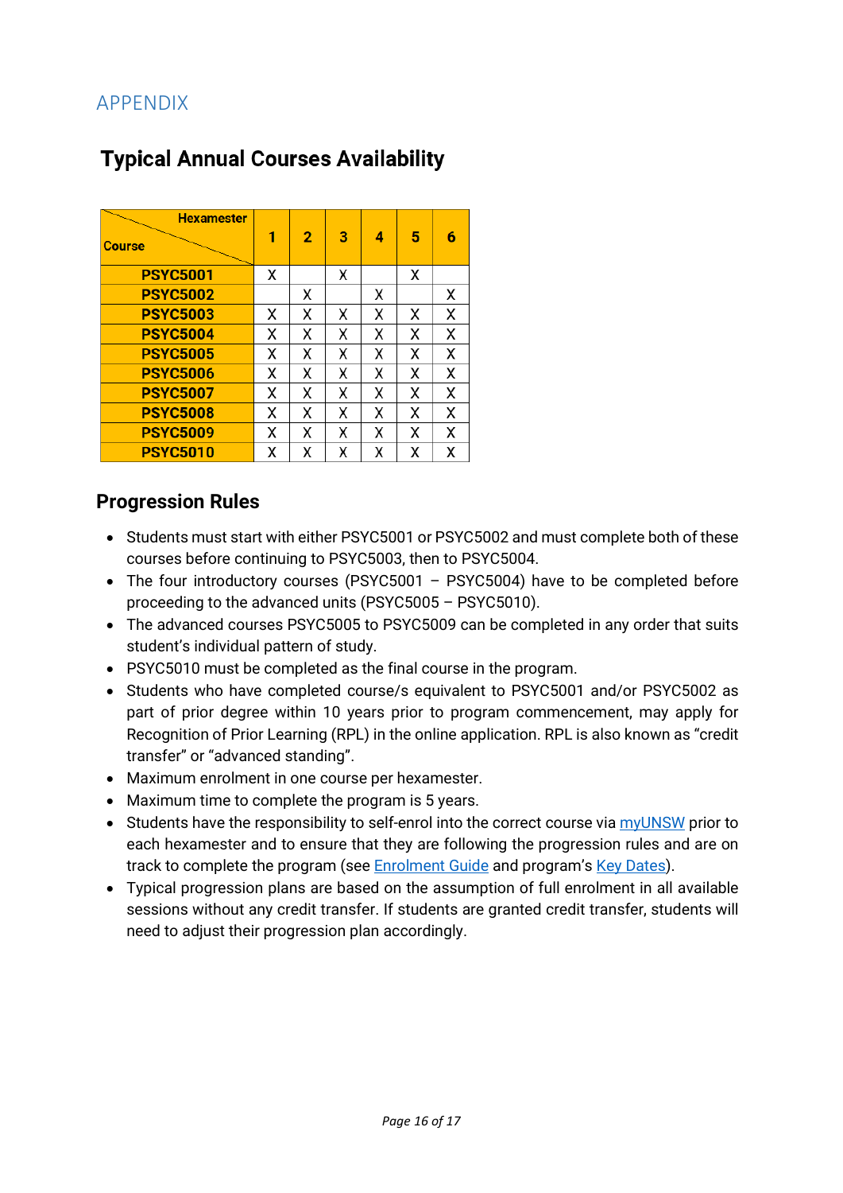## APPENDIX

# Typical Annual Courses Availability

| Course \ Hexamester | 1 | 2 | 3 | 4 | 5 | 6 |
|---|---|---|---|---|---|---|
| PSYC5001 | X | | X | | X | |
| PSYC5002 | | X | | X | | X |
| PSYC5003 | X | X | X | X | X | X |
| PSYC5004 | X | X | X | X | X | X |
| PSYC5005 | X | X | X | X | X | X |
| PSYC5006 | X | X | X | X | X | X |
| PSYC5007 | X | X | X | X | X | X |
| PSYC5008 | X | X | X | X | X | X |
| PSYC5009 | X | X | X | X | X | X |
| PSYC5010 | X | X | X | X | X | X |

## Progression Rules

- Students must start with either PSYC5001 or PSYC5002 and must complete both of these courses before continuing to PSYC5003, then to PSYC5004.
- The four introductory courses (PSYC5001 – PSYC5004) have to be completed before proceeding to the advanced units (PSYC5005 – PSYC5010).
- The advanced courses PSYC5005 to PSYC5009 can be completed in any order that suits student's individual pattern of study.
- PSYC5010 must be completed as the final course in the program.
- Students who have completed course/s equivalent to PSYC5001 and/or PSYC5002 as part of prior degree within 10 years prior to program commencement, may apply for Recognition of Prior Learning (RPL) in the online application. RPL is also known as "credit transfer" or "advanced standing".
- Maximum enrolment in one course per hexamester.
- Maximum time to complete the program is 5 years.
- Students have the responsibility to self-enrol into the correct course via myUNSW prior to each hexamester and to ensure that they are following the progression rules and are on track to complete the program (see Enrolment Guide and program's Key Dates).
- Typical progression plans are based on the assumption of full enrolment in all available sessions without any credit transfer. If students are granted credit transfer, students will need to adjust their progression plan accordingly.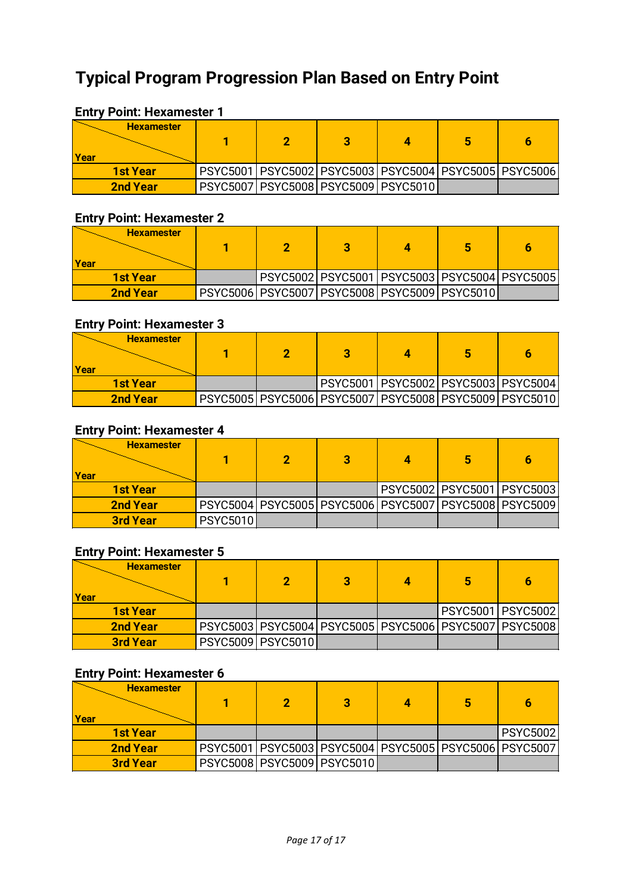# Typical Program Progression Plan Based on Entry Point

### Entry Point: Hexamester 1

| Year \ Hexamester | 1 | 2 | 3 | 4 | 5 | 6 |
|---|---|---|---|---|---|---|
| 1st Year | PSYC5001 | PSYC5002 | PSYC5003 | PSYC5004 | PSYC5005 | PSYC5006 |
| 2nd Year | PSYC5007 | PSYC5008 | PSYC5009 | PSYC5010 | | |

### Entry Point: Hexamester 2

| Year \ Hexamester | 1 | 2 | 3 | 4 | 5 | 6 |
|---|---|---|---|---|---|---|
| 1st Year | | PSYC5002 | PSYC5001 | PSYC5003 | PSYC5004 | PSYC5005 |
| 2nd Year | PSYC5006 | PSYC5007 | PSYC5008 | PSYC5009 | PSYC5010 | |

### Entry Point: Hexamester 3

| Year \ Hexamester | 1 | 2 | 3 | 4 | 5 | 6 |
|---|---|---|---|---|---|---|
| 1st Year | | | PSYC5001 | PSYC5002 | PSYC5003 | PSYC5004 |
| 2nd Year | PSYC5005 | PSYC5006 | PSYC5007 | PSYC5008 | PSYC5009 | PSYC5010 |

### Entry Point: Hexamester 4

| Year \ Hexamester | 1 | 2 | 3 | 4 | 5 | 6 |
|---|---|---|---|---|---|---|
| 1st Year | | | | PSYC5002 | PSYC5001 | PSYC5003 |
| 2nd Year | PSYC5004 | PSYC5005 | PSYC5006 | PSYC5007 | PSYC5008 | PSYC5009 |
| 3rd Year | PSYC5010 | | | | | |

### Entry Point: Hexamester 5

| Year \ Hexamester | 1 | 2 | 3 | 4 | 5 | 6 |
|---|---|---|---|---|---|---|
| 1st Year | | | | | PSYC5001 | PSYC5002 |
| 2nd Year | PSYC5003 | PSYC5004 | PSYC5005 | PSYC5006 | PSYC5007 | PSYC5008 |
| 3rd Year | PSYC5009 | PSYC5010 | | | | |

### Entry Point: Hexamester 6

| Year \ Hexamester | 1 | 2 | 3 | 4 | 5 | 6 |
|---|---|---|---|---|---|---|
| 1st Year | | | | | | PSYC5002 |
| 2nd Year | PSYC5001 | PSYC5003 | PSYC5004 | PSYC5005 | PSYC5006 | PSYC5007 |
| 3rd Year | PSYC5008 | PSYC5009 | PSYC5010 | | | |